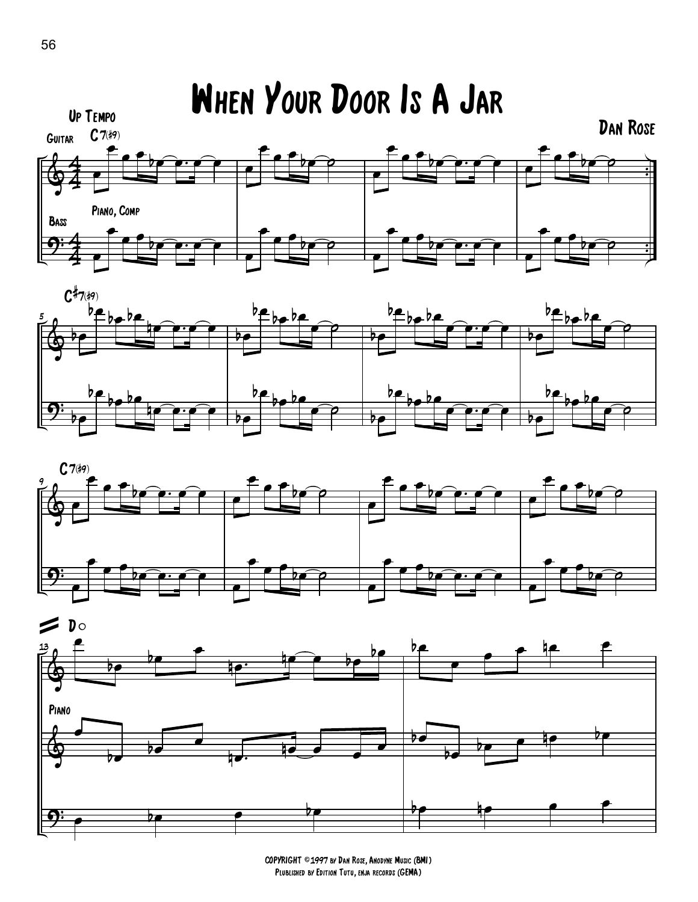# When Your Door Is A Jar

Up Tempo

Dan Rose

Copyright ©1997 by Dan Rose, Anodyne Music (BMI)
Plublished by Edition Tutu, enja records (GEMA)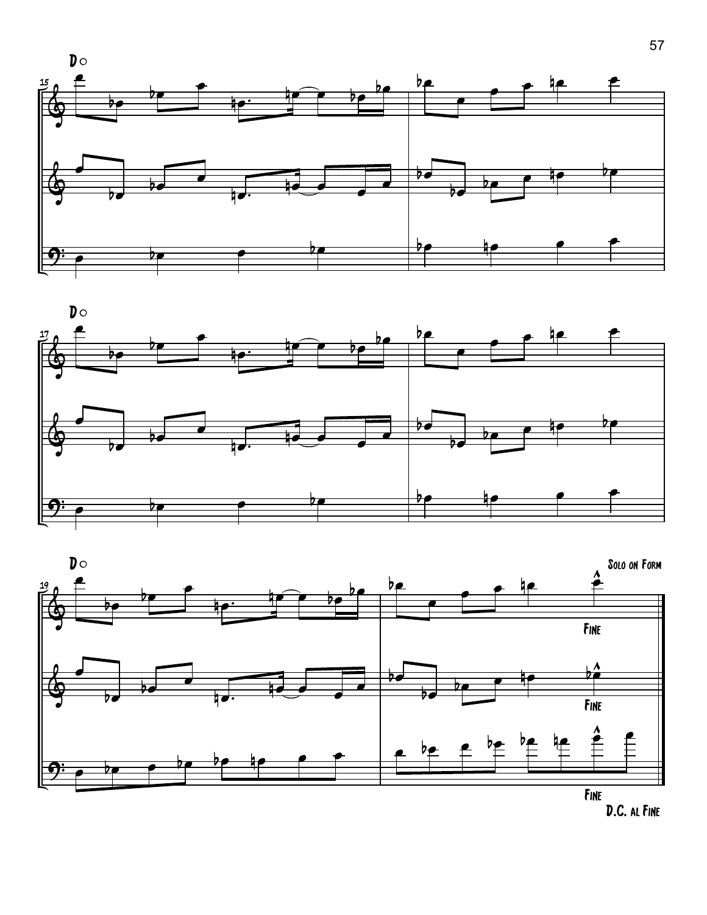D○

D○

D○

Solo on Form

Fine

Fine

Fine

D.C. al Fine